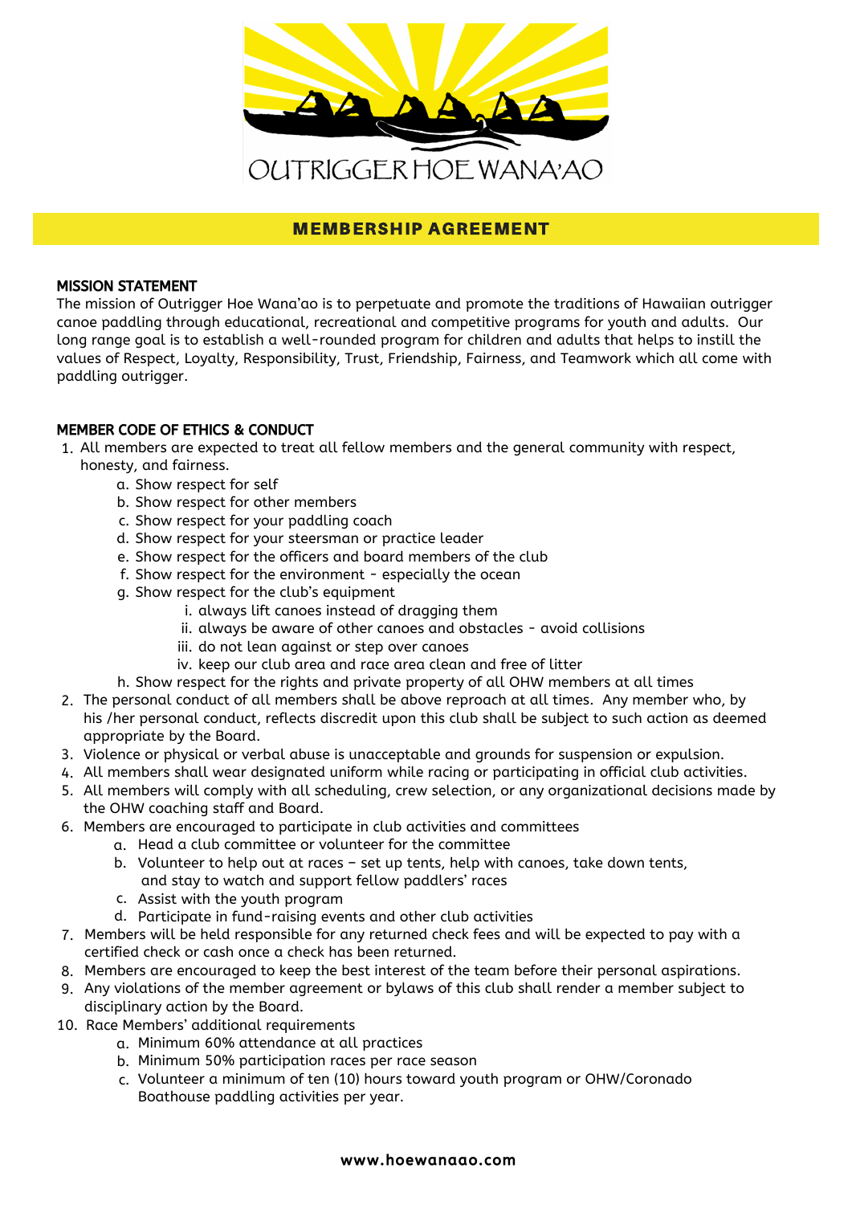OUTRIGGER HOE WANA'AO

# MEMBERSHIP AGREEMENT

## MISSION STATEMENT

The mission of Outrigger Hoe Wana'ao is to perpetuate and promote the traditions of Hawaiian outrigger canoe paddling through educational, recreational and competitive programs for youth and adults. Our long range goal is to establish a well-rounded program for children and adults that helps to instill the values of Respect, Loyalty, Responsibility, Trust, Friendship, Fairness, and Teamwork which all come with paddling outrigger.

## MEMBER CODE OF ETHICS & CONDUCT

1. All members are expected to treat all fellow members and the general community with respect, honesty, and fairness.
   a. Show respect for self
   b. Show respect for other members
   c. Show respect for your paddling coach
   d. Show respect for your steersman or practice leader
   e. Show respect for the officers and board members of the club
   f. Show respect for the environment - especially the ocean
   g. Show respect for the club's equipment
      i. always lift canoes instead of dragging them
      ii. always be aware of other canoes and obstacles - avoid collisions
      iii. do not lean against or step over canoes
      iv. keep our club area and race area clean and free of litter
   h. Show respect for the rights and private property of all OHW members at all times
2. The personal conduct of all members shall be above reproach at all times. Any member who, by his /her personal conduct, reflects discredit upon this club shall be subject to such action as deemed appropriate by the Board.
3. Violence or physical or verbal abuse is unacceptable and grounds for suspension or expulsion.
4. All members shall wear designated uniform while racing or participating in official club activities.
5. All members will comply with all scheduling, crew selection, or any organizational decisions made by the OHW coaching staff and Board.
6. Members are encouraged to participate in club activities and committees
   a. Head a club committee or volunteer for the committee
   b. Volunteer to help out at races – set up tents, help with canoes, take down tents, and stay to watch and support fellow paddlers' races
   c. Assist with the youth program
   d. Participate in fund-raising events and other club activities
7. Members will be held responsible for any returned check fees and will be expected to pay with a certified check or cash once a check has been returned.
8. Members are encouraged to keep the best interest of the team before their personal aspirations.
9. Any violations of the member agreement or bylaws of this club shall render a member subject to disciplinary action by the Board.
10. Race Members' additional requirements
    a. Minimum 60% attendance at all practices
    b. Minimum 50% participation races per race season
    c. Volunteer a minimum of ten (10) hours toward youth program or OHW/Coronado Boathouse paddling activities per year.

www.hoewanaao.com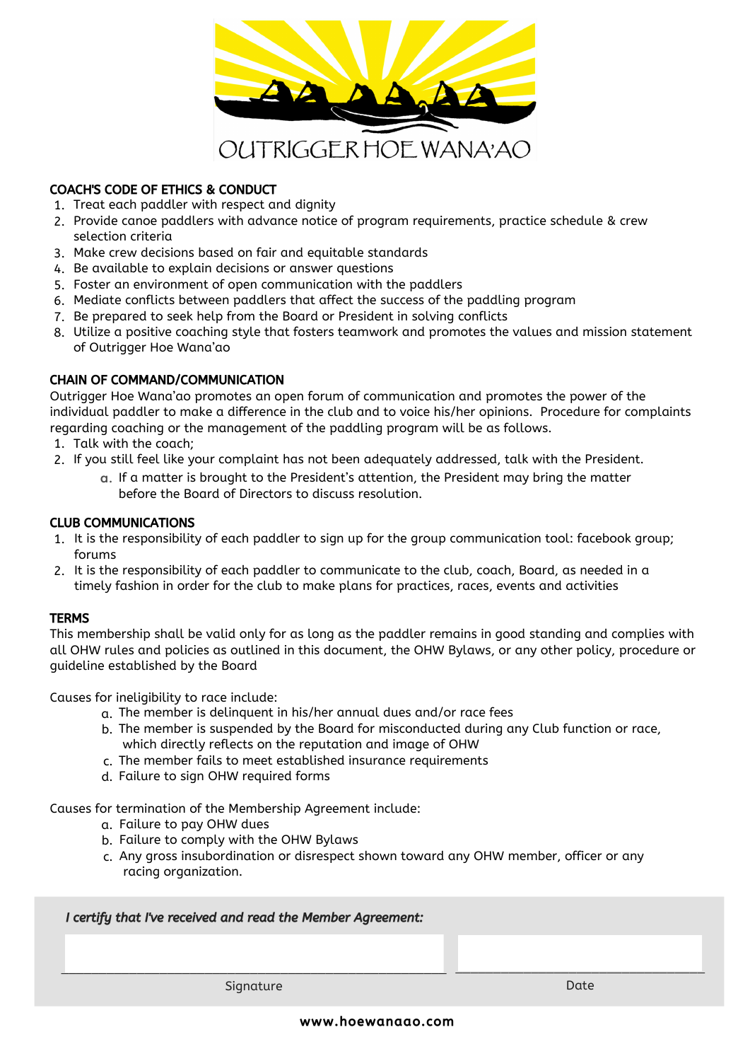OUTRIGGER HOE WANA'AO

### COACH'S CODE OF ETHICS & CONDUCT

1. Treat each paddler with respect and dignity
2. Provide canoe paddlers with advance notice of program requirements, practice schedule & crew selection criteria
3. Make crew decisions based on fair and equitable standards
4. Be available to explain decisions or answer questions
5. Foster an environment of open communication with the paddlers
6. Mediate conflicts between paddlers that affect the success of the paddling program
7. Be prepared to seek help from the Board or President in solving conflicts
8. Utilize a positive coaching style that fosters teamwork and promotes the values and mission statement of Outrigger Hoe Wana'ao

### CHAIN OF COMMAND/COMMUNICATION

Outrigger Hoe Wana'ao promotes an open forum of communication and promotes the power of the individual paddler to make a difference in the club and to voice his/her opinions. Procedure for complaints regarding coaching or the management of the paddling program will be as follows.

1. Talk with the coach;
2. If you still feel like your complaint has not been adequately addressed, talk with the President.
   a. If a matter is brought to the President's attention, the President may bring the matter before the Board of Directors to discuss resolution.

### CLUB COMMUNICATIONS

1. It is the responsibility of each paddler to sign up for the group communication tool: facebook group; forums
2. It is the responsibility of each paddler to communicate to the club, coach, Board, as needed in a timely fashion in order for the club to make plans for practices, races, events and activities

### TERMS

This membership shall be valid only for as long as the paddler remains in good standing and complies with all OHW rules and policies as outlined in this document, the OHW Bylaws, or any other policy, procedure or guideline established by the Board

Causes for ineligibility to race include:

a. The member is delinquent in his/her annual dues and/or race fees
b. The member is suspended by the Board for misconducted during any Club function or race, which directly reflects on the reputation and image of OHW
c. The member fails to meet established insurance requirements
d. Failure to sign OHW required forms

Causes for termination of the Membership Agreement include:

a. Failure to pay OHW dues
b. Failure to comply with the OHW Bylaws
c. Any gross insubordination or disrespect shown toward any OHW member, officer or any racing organization.

*I certify that I've received and read the Member Agreement:*

\_\_\_\_\_\_\_\_\_\_\_\_\_\_\_\_\_\_\_\_\_\_\_\_\_\_\_\_\_\_ Signature

\_\_\_\_\_\_\_\_\_\_\_\_\_\_\_\_\_\_\_\_ Date

www.hoewanaao.com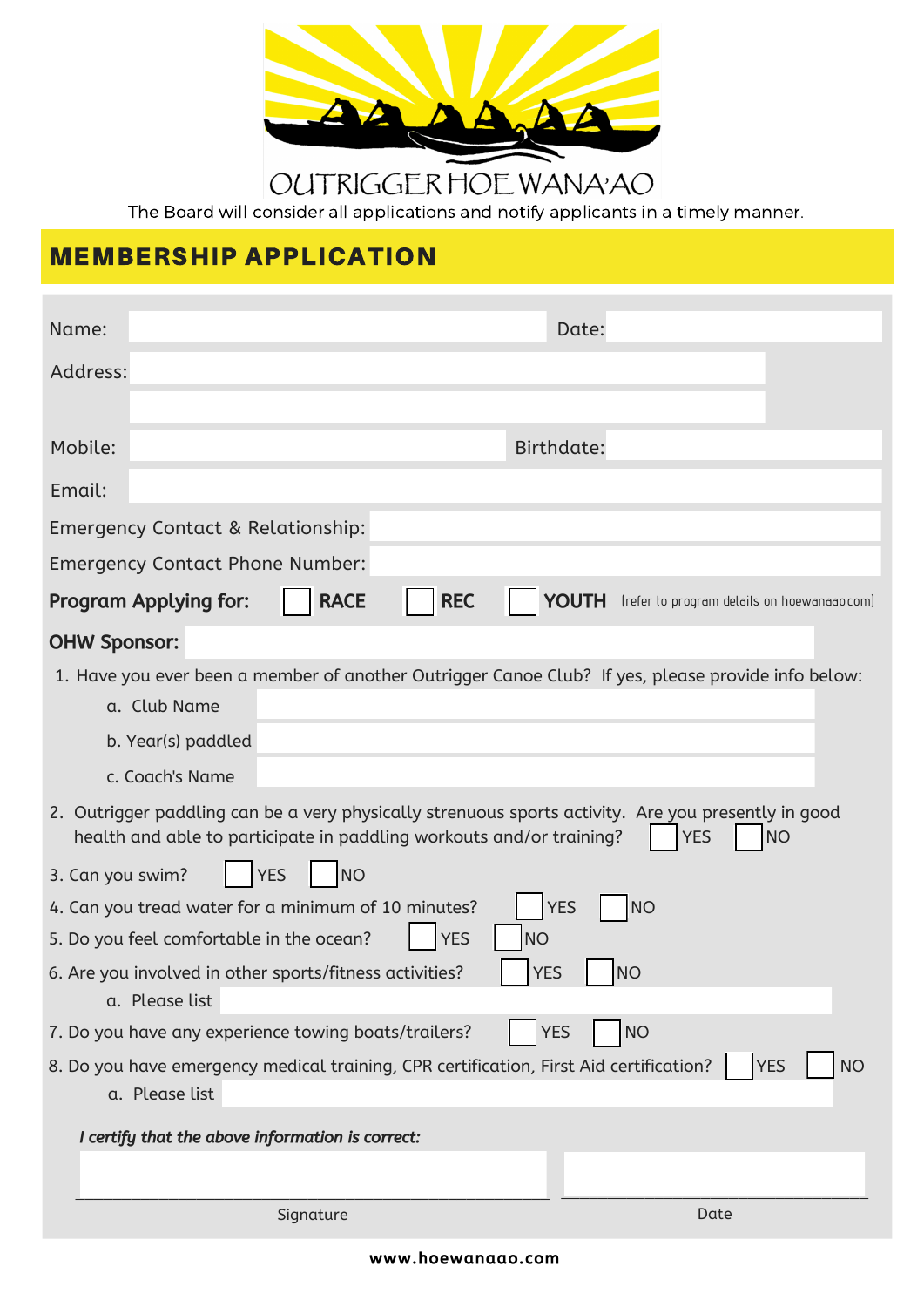OUTRIGGER HOE WANA'AO

The Board will consider all applications and notify applicants in a timely manner.

## MEMBERSHIP APPLICATION

Name: Date:

Address:

Mobile: Birthdate:

Email:

Emergency Contact & Relationship:

Emergency Contact Phone Number:

**Program Applying for:** ☐ **RACE** ☐ **REC** ☐ **YOUTH** (refer to program details on hoewanaao.com)

**OHW Sponsor:**

1. Have you ever been a member of another Outrigger Canoe Club? If yes, please provide info below:
   a. Club Name
   b. Year(s) paddled
   c. Coach's Name
2. Outrigger paddling can be a very physically strenuous sports activity. Are you presently in good health and able to participate in paddling workouts and/or training? ☐ YES ☐ NO
3. Can you swim? ☐ YES ☐ NO
4. Can you tread water for a minimum of 10 minutes? ☐ YES ☐ NO
5. Do you feel comfortable in the ocean? ☐ YES ☐ NO
6. Are you involved in other sports/fitness activities? ☐ YES ☐ NO
   a. Please list
7. Do you have any experience towing boats/trailers? ☐ YES ☐ NO
8. Do you have emergency medical training, CPR certification, First Aid certification? ☐ YES ☐ NO
   a. Please list

***I certify that the above information is correct:***

______________________________ ______________________________

Signature Date

www.hoewanaao.com